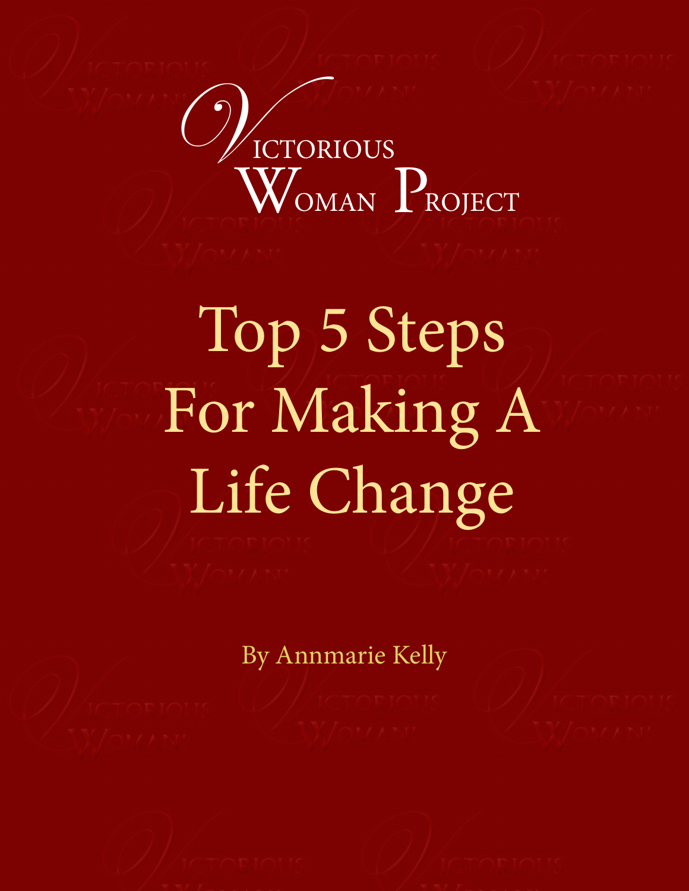Victorious Woman Project

# Top 5 Steps For Making A Life Change

By Annmarie Kelly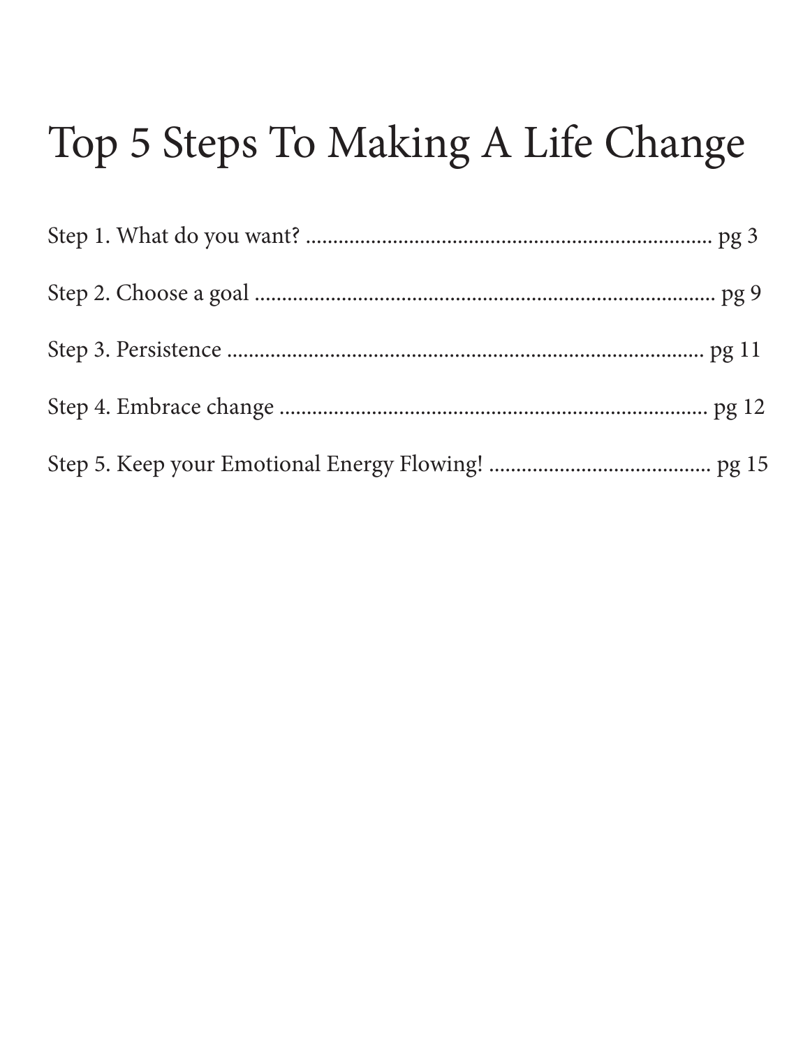# Top 5 Steps To Making A Life Change

Step 1. What do you want? ........................................................................... pg 3

Step 2. Choose a goal ..................................................................................... pg 9

Step 3. Persistence ........................................................................................ pg 11

Step 4. Embrace change ................................................................................ pg 12

Step 5. Keep your Emotional Energy Flowing! ......................................... pg 15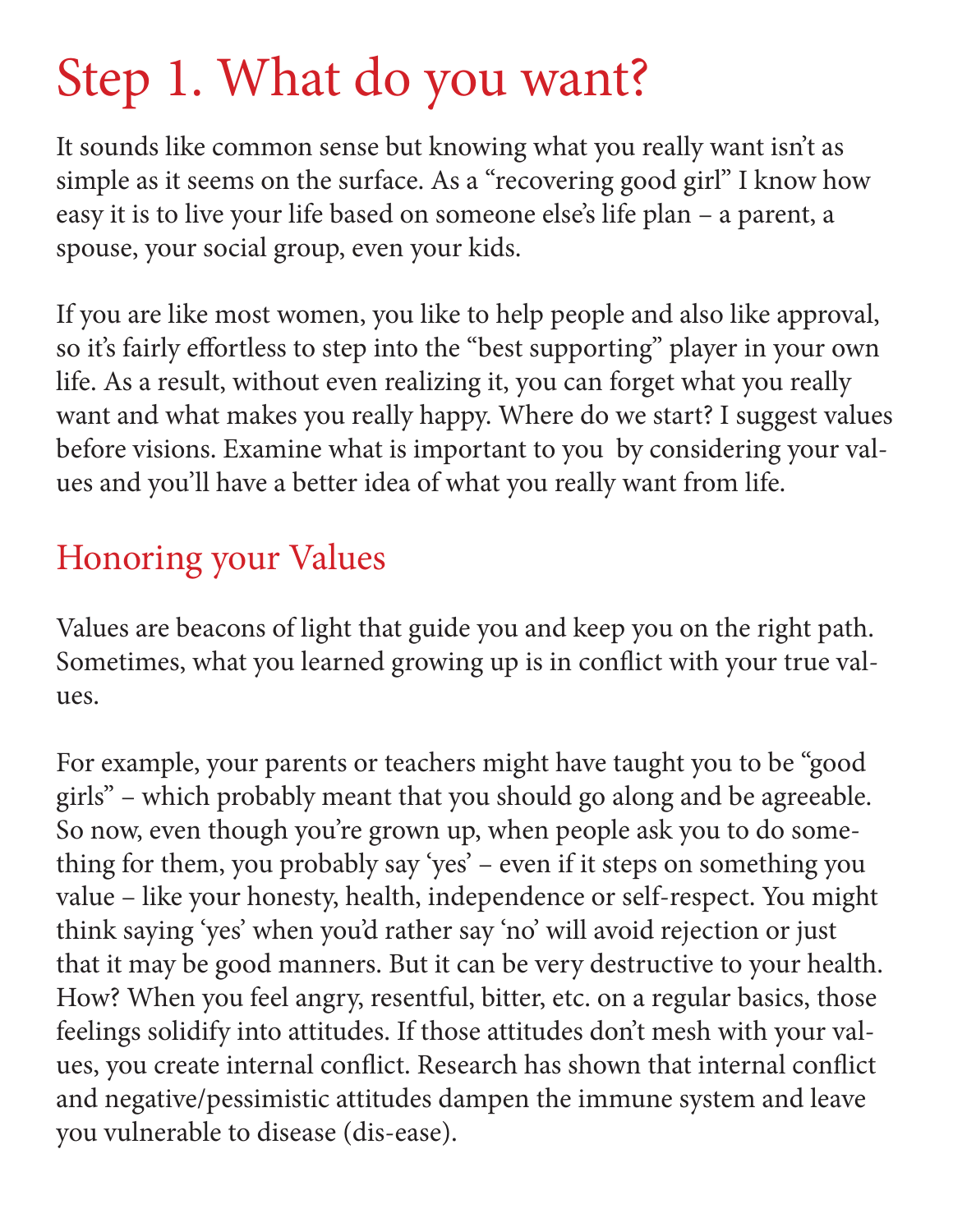# Step 1. What do you want?

It sounds like common sense but knowing what you really want isn't as simple as it seems on the surface. As a "recovering good girl" I know how easy it is to live your life based on someone else's life plan – a parent, a spouse, your social group, even your kids.

If you are like most women, you like to help people and also like approval, so it's fairly effortless to step into the "best supporting" player in your own life. As a result, without even realizing it, you can forget what you really want and what makes you really happy. Where do we start? I suggest values before visions. Examine what is important to you by considering your values and you'll have a better idea of what you really want from life.

## Honoring your Values

Values are beacons of light that guide you and keep you on the right path. Sometimes, what you learned growing up is in conflict with your true values.

For example, your parents or teachers might have taught you to be "good girls" – which probably meant that you should go along and be agreeable. So now, even though you're grown up, when people ask you to do something for them, you probably say 'yes' – even if it steps on something you value – like your honesty, health, independence or self-respect. You might think saying 'yes' when you'd rather say 'no' will avoid rejection or just that it may be good manners. But it can be very destructive to your health. How? When you feel angry, resentful, bitter, etc. on a regular basics, those feelings solidify into attitudes. If those attitudes don't mesh with your values, you create internal conflict. Research has shown that internal conflict and negative/pessimistic attitudes dampen the immune system and leave you vulnerable to disease (dis-ease).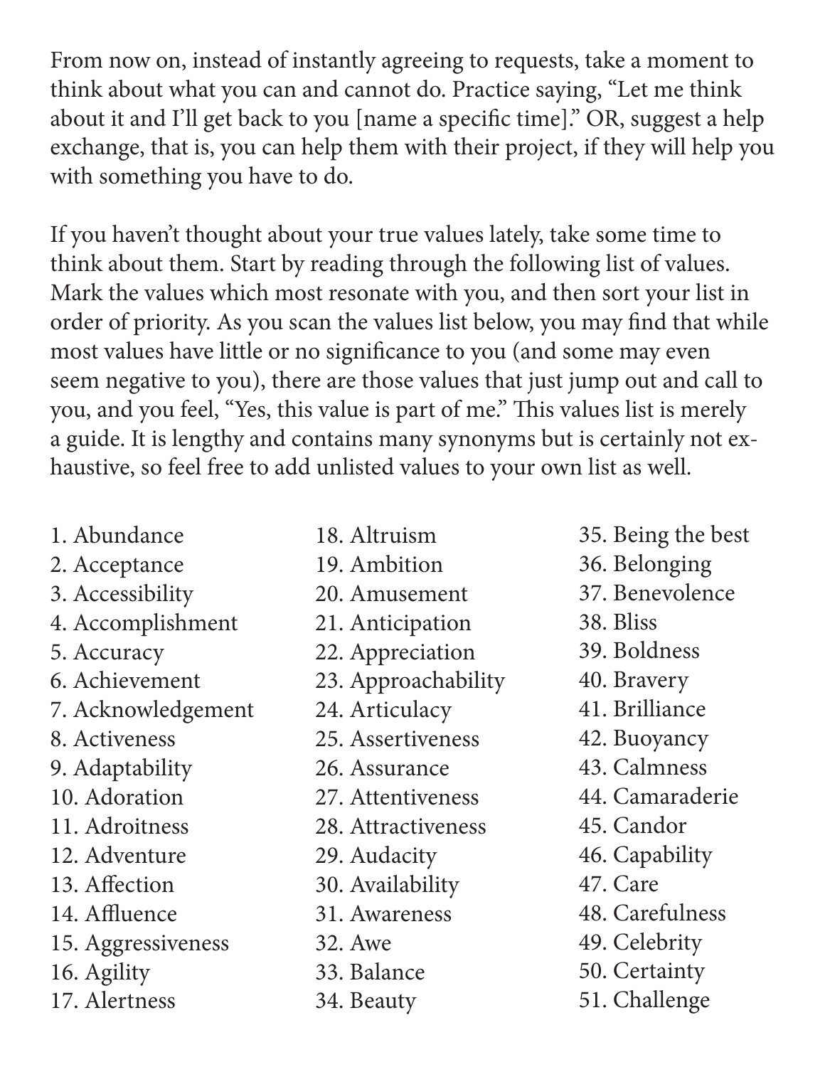From now on, instead of instantly agreeing to requests, take a moment to think about what you can and cannot do. Practice saying, "Let me think about it and I'll get back to you [name a specific time]." OR, suggest a help exchange, that is, you can help them with their project, if they will help you with something you have to do.

If you haven't thought about your true values lately, take some time to think about them. Start by reading through the following list of values. Mark the values which most resonate with you, and then sort your list in order of priority. As you scan the values list below, you may find that while most values have little or no significance to you (and some may even seem negative to you), there are those values that just jump out and call to you, and you feel, "Yes, this value is part of me." This values list is merely a guide. It is lengthy and contains many synonyms but is certainly not exhaustive, so feel free to add unlisted values to your own list as well.

1. Abundance
2. Acceptance
3. Accessibility
4. Accomplishment
5. Accuracy
6. Achievement
7. Acknowledgement
8. Activeness
9. Adaptability
10. Adoration
11. Adroitness
12. Adventure
13. Affection
14. Affluence
15. Aggressiveness
16. Agility
17. Alertness
18. Altruism
19. Ambition
20. Amusement
21. Anticipation
22. Appreciation
23. Approachability
24. Articulacy
25. Assertiveness
26. Assurance
27. Attentiveness
28. Attractiveness
29. Audacity
30. Availability
31. Awareness
32. Awe
33. Balance
34. Beauty
35. Being the best
36. Belonging
37. Benevolence
38. Bliss
39. Boldness
40. Bravery
41. Brilliance
42. Buoyancy
43. Calmness
44. Camaraderie
45. Candor
46. Capability
47. Care
48. Carefulness
49. Celebrity
50. Certainty
51. Challenge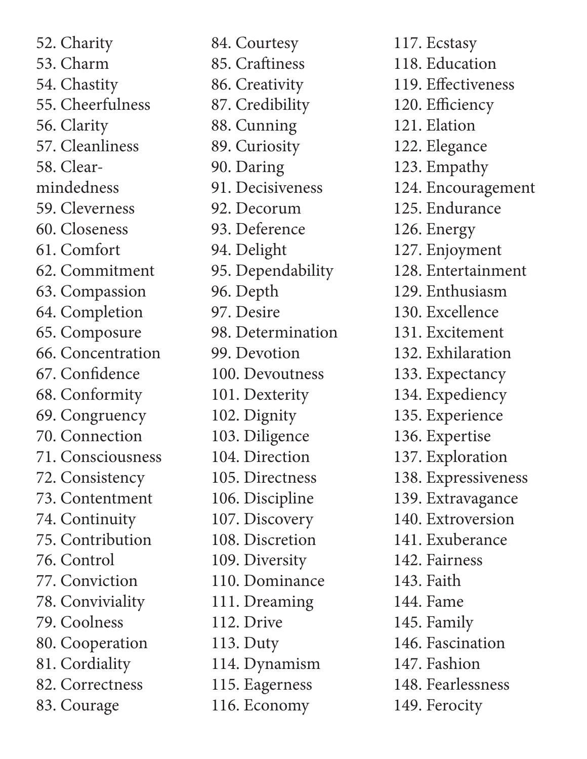52. Charity
53. Charm
54. Chastity
55. Cheerfulness
56. Clarity
57. Cleanliness
58. Clear-mindedness
59. Cleverness
60. Closeness
61. Comfort
62. Commitment
63. Compassion
64. Completion
65. Composure
66. Concentration
67. Confidence
68. Conformity
69. Congruency
70. Connection
71. Consciousness
72. Consistency
73. Contentment
74. Continuity
75. Contribution
76. Control
77. Conviction
78. Conviviality
79. Coolness
80. Cooperation
81. Cordiality
82. Correctness
83. Courage
84. Courtesy
85. Craftiness
86. Creativity
87. Credibility
88. Cunning
89. Curiosity
90. Daring
91. Decisiveness
92. Decorum
93. Deference
94. Delight
95. Dependability
96. Depth
97. Desire
98. Determination
99. Devotion
100. Devoutness
101. Dexterity
102. Dignity
103. Diligence
104. Direction
105. Directness
106. Discipline
107. Discovery
108. Discretion
109. Diversity
110. Dominance
111. Dreaming
112. Drive
113. Duty
114. Dynamism
115. Eagerness
116. Economy
117. Ecstasy
118. Education
119. Effectiveness
120. Efficiency
121. Elation
122. Elegance
123. Empathy
124. Encouragement
125. Endurance
126. Energy
127. Enjoyment
128. Entertainment
129. Enthusiasm
130. Excellence
131. Excitement
132. Exhilaration
133. Expectancy
134. Expediency
135. Experience
136. Expertise
137. Exploration
138. Expressiveness
139. Extravagance
140. Extroversion
141. Exuberance
142. Fairness
143. Faith
144. Fame
145. Family
146. Fascination
147. Fashion
148. Fearlessness
149. Ferocity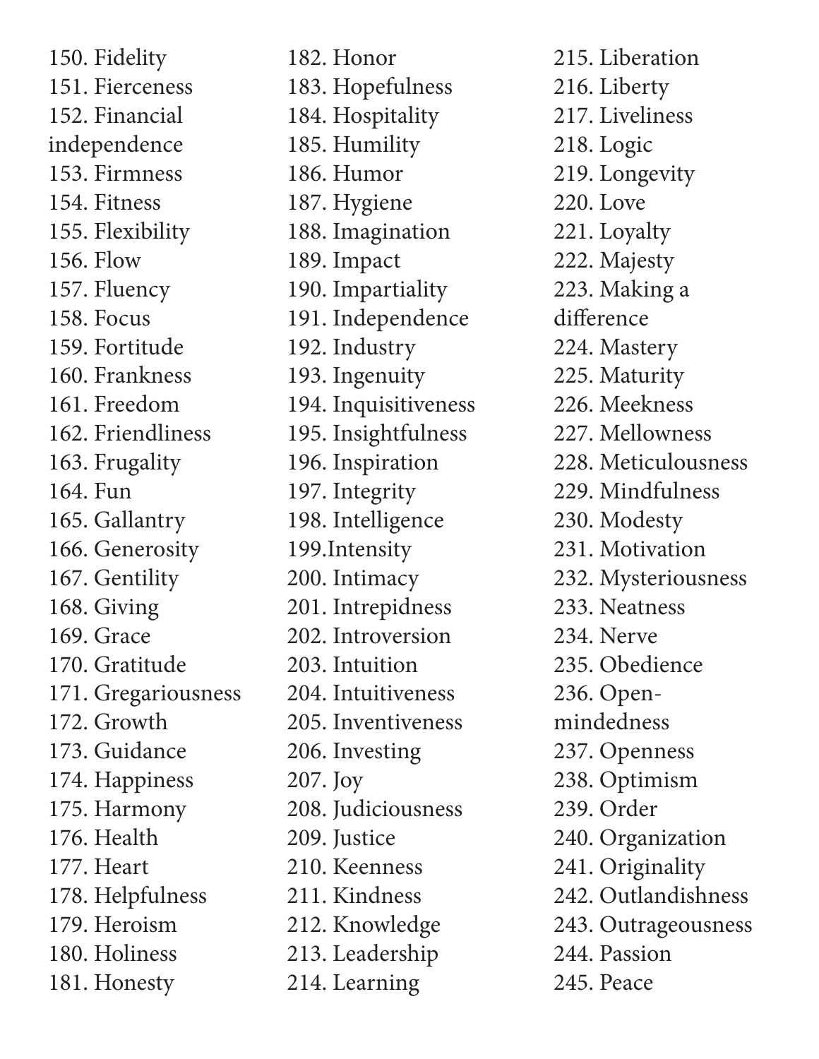150. Fidelity
151. Fierceness
152. Financial independence
153. Firmness
154. Fitness
155. Flexibility
156. Flow
157. Fluency
158. Focus
159. Fortitude
160. Frankness
161. Freedom
162. Friendliness
163. Frugality
164. Fun
165. Gallantry
166. Generosity
167. Gentility
168. Giving
169. Grace
170. Gratitude
171. Gregariousness
172. Growth
173. Guidance
174. Happiness
175. Harmony
176. Health
177. Heart
178. Helpfulness
179. Heroism
180. Holiness
181. Honesty
182. Honor
183. Hopefulness
184. Hospitality
185. Humility
186. Humor
187. Hygiene
188. Imagination
189. Impact
190. Impartiality
191. Independence
192. Industry
193. Ingenuity
194. Inquisitiveness
195. Insightfulness
196. Inspiration
197. Integrity
198. Intelligence
199.Intensity
200. Intimacy
201. Intrepidness
202. Introversion
203. Intuition
204. Intuitiveness
205. Inventiveness
206. Investing
207. Joy
208. Judiciousness
209. Justice
210. Keenness
211. Kindness
212. Knowledge
213. Leadership
214. Learning
215. Liberation
216. Liberty
217. Liveliness
218. Logic
219. Longevity
220. Love
221. Loyalty
222. Majesty
223. Making a difference
224. Mastery
225. Maturity
226. Meekness
227. Mellowness
228. Meticulousness
229. Mindfulness
230. Modesty
231. Motivation
232. Mysteriousness
233. Neatness
234. Nerve
235. Obedience
236. Open-mindedness
237. Openness
238. Optimism
239. Order
240. Organization
241. Originality
242. Outlandishness
243. Outrageousness
244. Passion
245. Peace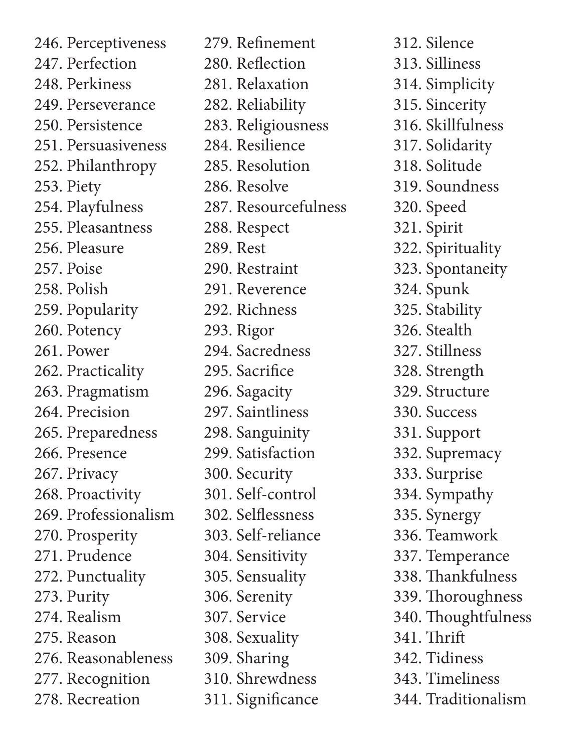246. Perceptiveness
247. Perfection
248. Perkiness
249. Perseverance
250. Persistence
251. Persuasiveness
252. Philanthropy
253. Piety
254. Playfulness
255. Pleasantness
256. Pleasure
257. Poise
258. Polish
259. Popularity
260. Potency
261. Power
262. Practicality
263. Pragmatism
264. Precision
265. Preparedness
266. Presence
267. Privacy
268. Proactivity
269. Professionalism
270. Prosperity
271. Prudence
272. Punctuality
273. Purity
274. Realism
275. Reason
276. Reasonableness
277. Recognition
278. Recreation
279. Refinement
280. Reflection
281. Relaxation
282. Reliability
283. Religiousness
284. Resilience
285. Resolution
286. Resolve
287. Resourcefulness
288. Respect
289. Rest
290. Restraint
291. Reverence
292. Richness
293. Rigor
294. Sacredness
295. Sacrifice
296. Sagacity
297. Saintliness
298. Sanguinity
299. Satisfaction
300. Security
301. Self-control
302. Selflessness
303. Self-reliance
304. Sensitivity
305. Sensuality
306. Serenity
307. Service
308. Sexuality
309. Sharing
310. Shrewdness
311. Significance
312. Silence
313. Silliness
314. Simplicity
315. Sincerity
316. Skillfulness
317. Solidarity
318. Solitude
319. Soundness
320. Speed
321. Spirit
322. Spirituality
323. Spontaneity
324. Spunk
325. Stability
326. Stealth
327. Stillness
328. Strength
329. Structure
330. Success
331. Support
332. Supremacy
333. Surprise
334. Sympathy
335. Synergy
336. Teamwork
337. Temperance
338. Thankfulness
339. Thoroughness
340. Thoughtfulness
341. Thrift
342. Tidiness
343. Timeliness
344. Traditionalism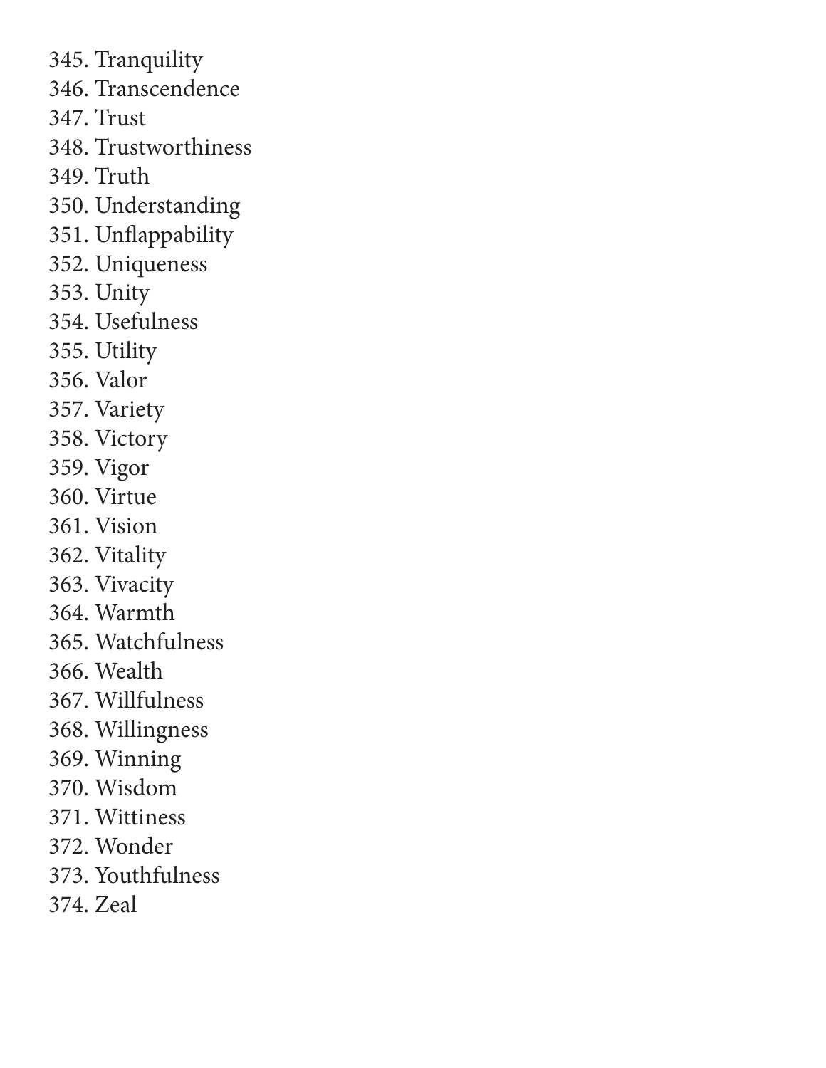345. Tranquility
346. Transcendence
347. Trust
348. Trustworthiness
349. Truth
350. Understanding
351. Unflappability
352. Uniqueness
353. Unity
354. Usefulness
355. Utility
356. Valor
357. Variety
358. Victory
359. Vigor
360. Virtue
361. Vision
362. Vitality
363. Vivacity
364. Warmth
365. Watchfulness
366. Wealth
367. Willfulness
368. Willingness
369. Winning
370. Wisdom
371. Wittiness
372. Wonder
373. Youthfulness
374. Zeal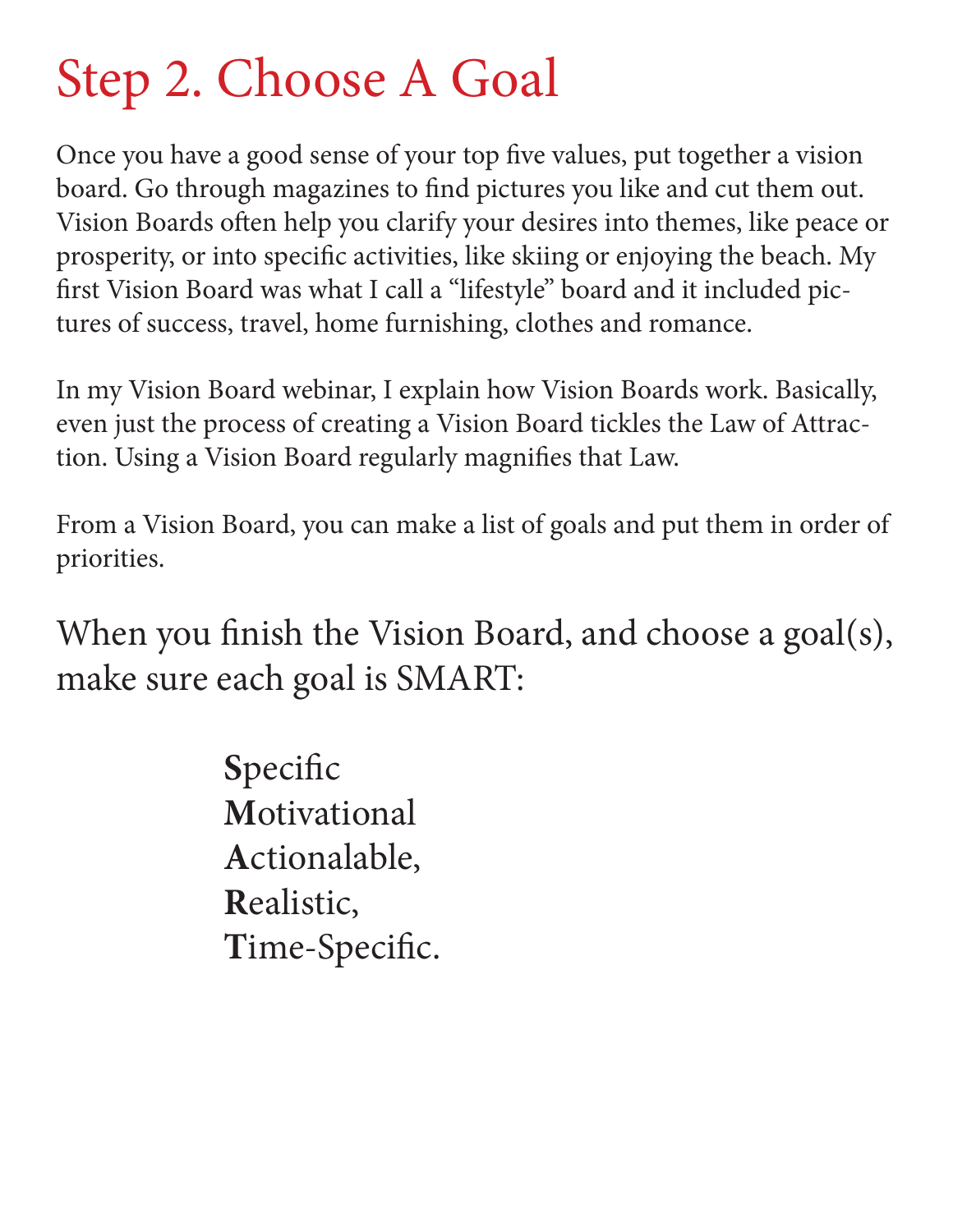# Step 2. Choose A Goal

Once you have a good sense of your top five values, put together a vision board. Go through magazines to find pictures you like and cut them out. Vision Boards often help you clarify your desires into themes, like peace or prosperity, or into specific activities, like skiing or enjoying the beach. My first Vision Board was what I call a "lifestyle" board and it included pictures of success, travel, home furnishing, clothes and romance.

In my Vision Board webinar, I explain how Vision Boards work. Basically, even just the process of creating a Vision Board tickles the Law of Attraction. Using a Vision Board regularly magnifies that Law.

From a Vision Board, you can make a list of goals and put them in order of priorities.

## When you finish the Vision Board, and choose a goal(s), make sure each goal is SMART:

**S**pecific
**M**otivational
**A**ctionalable,
**R**ealistic,
**T**ime-Specific.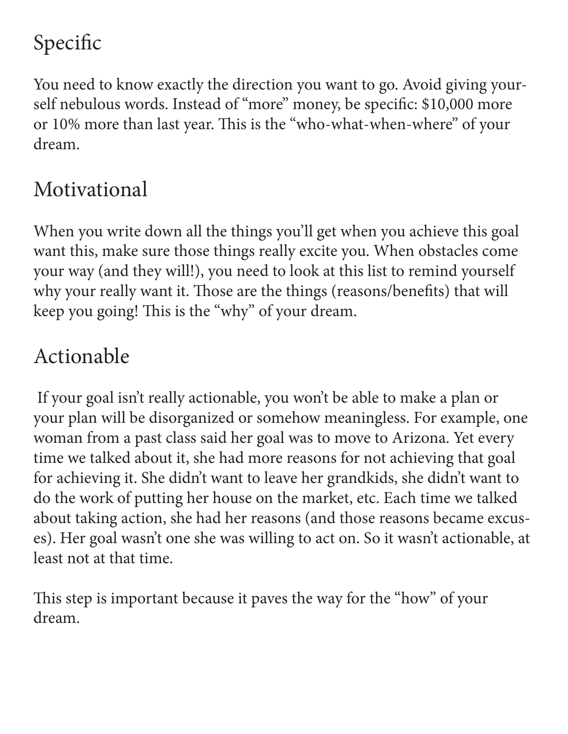## Specific

You need to know exactly the direction you want to go. Avoid giving yourself nebulous words. Instead of "more" money, be specific: $10,000 more or 10% more than last year. This is the "who-what-when-where" of your dream.

## Motivational

When you write down all the things you'll get when you achieve this goal want this, make sure those things really excite you. When obstacles come your way (and they will!), you need to look at this list to remind yourself why your really want it. Those are the things (reasons/benefits) that will keep you going! This is the "why" of your dream.

## Actionable

If your goal isn't really actionable, you won't be able to make a plan or your plan will be disorganized or somehow meaningless. For example, one woman from a past class said her goal was to move to Arizona. Yet every time we talked about it, she had more reasons for not achieving that goal for achieving it. She didn't want to leave her grandkids, she didn't want to do the work of putting her house on the market, etc. Each time we talked about taking action, she had her reasons (and those reasons became excuses). Her goal wasn't one she was willing to act on. So it wasn't actionable, at least not at that time.

This step is important because it paves the way for the "how" of your dream.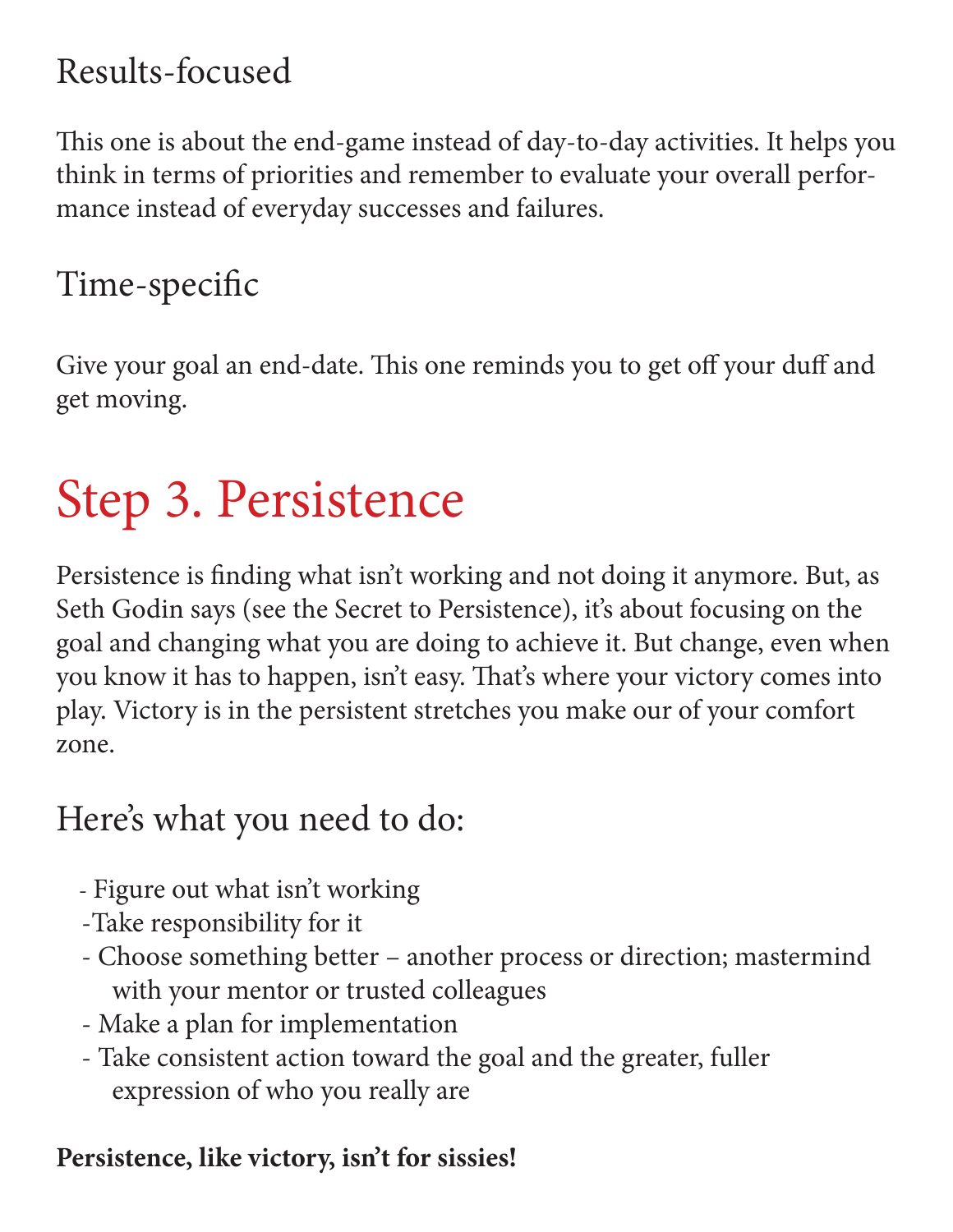### Results-focused

This one is about the end-game instead of day-to-day activities. It helps you think in terms of priorities and remember to evaluate your overall performance instead of everyday successes and failures.

### Time-specific

Give your goal an end-date. This one reminds you to get off your duff and get moving.

## Step 3. Persistence

Persistence is finding what isn't working and not doing it anymore. But, as Seth Godin says (see the Secret to Persistence), it's about focusing on the goal and changing what you are doing to achieve it. But change, even when you know it has to happen, isn't easy. That's where your victory comes into play. Victory is in the persistent stretches you make our of your comfort zone.

### Here's what you need to do:

- Figure out what isn't working
- Take responsibility for it
- Choose something better – another process or direction; mastermind with your mentor or trusted colleagues
- Make a plan for implementation
- Take consistent action toward the goal and the greater, fuller expression of who you really are

**Persistence, like victory, isn't for sissies!**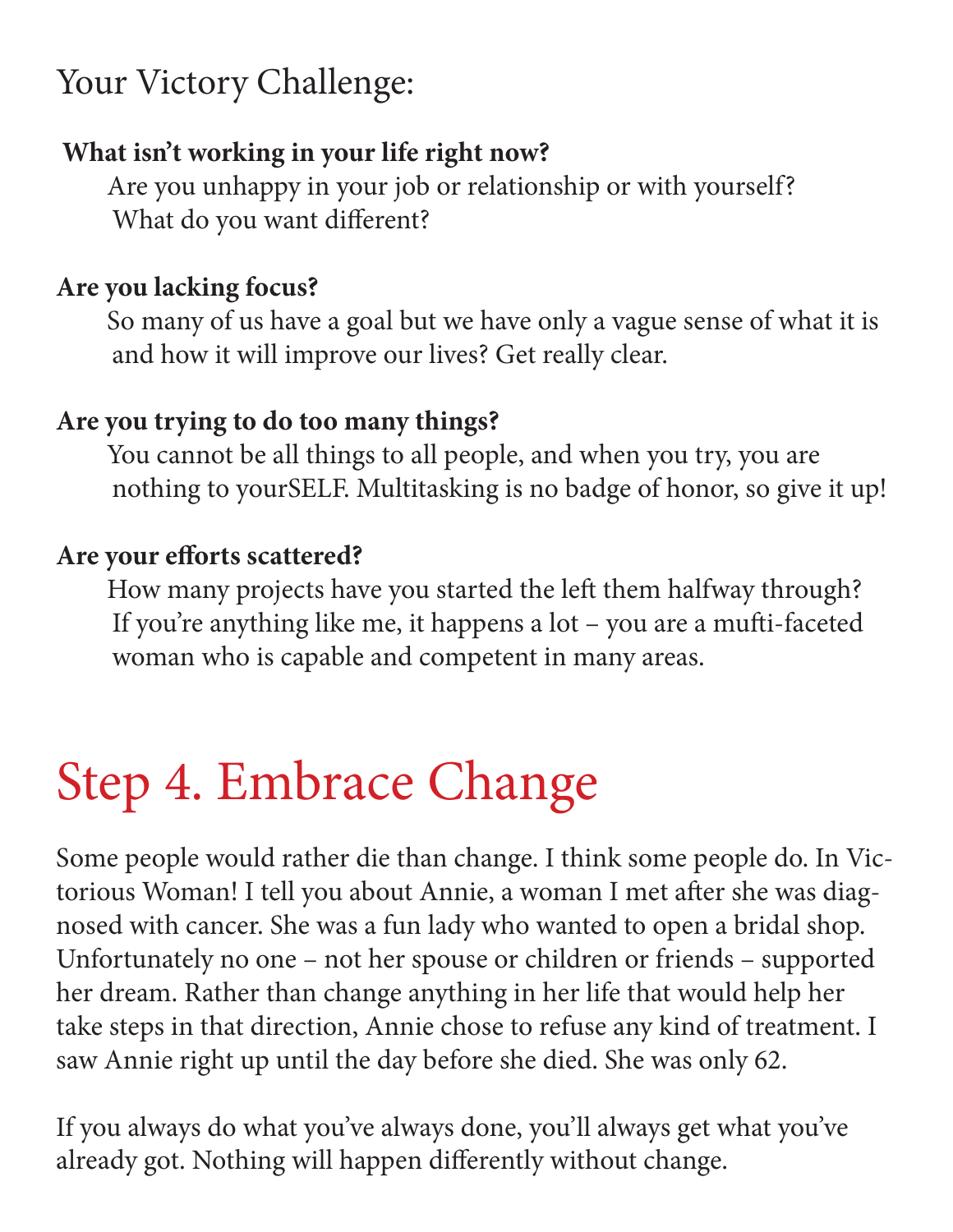## Your Victory Challenge:

**What isn't working in your life right now?**

Are you unhappy in your job or relationship or with yourself? What do you want different?

**Are you lacking focus?**

So many of us have a goal but we have only a vague sense of what it is and how it will improve our lives? Get really clear.

**Are you trying to do too many things?**

You cannot be all things to all people, and when you try, you are nothing to yourSELF. Multitasking is no badge of honor, so give it up!

**Are your efforts scattered?**

How many projects have you started the left them halfway through? If you're anything like me, it happens a lot – you are a mufti-faceted woman who is capable and competent in many areas.

# Step 4. Embrace Change

Some people would rather die than change. I think some people do. In Victorious Woman! I tell you about Annie, a woman I met after she was diagnosed with cancer. She was a fun lady who wanted to open a bridal shop. Unfortunately no one – not her spouse or children or friends – supported her dream. Rather than change anything in her life that would help her take steps in that direction, Annie chose to refuse any kind of treatment. I saw Annie right up until the day before she died. She was only 62.

If you always do what you've always done, you'll always get what you've already got. Nothing will happen differently without change.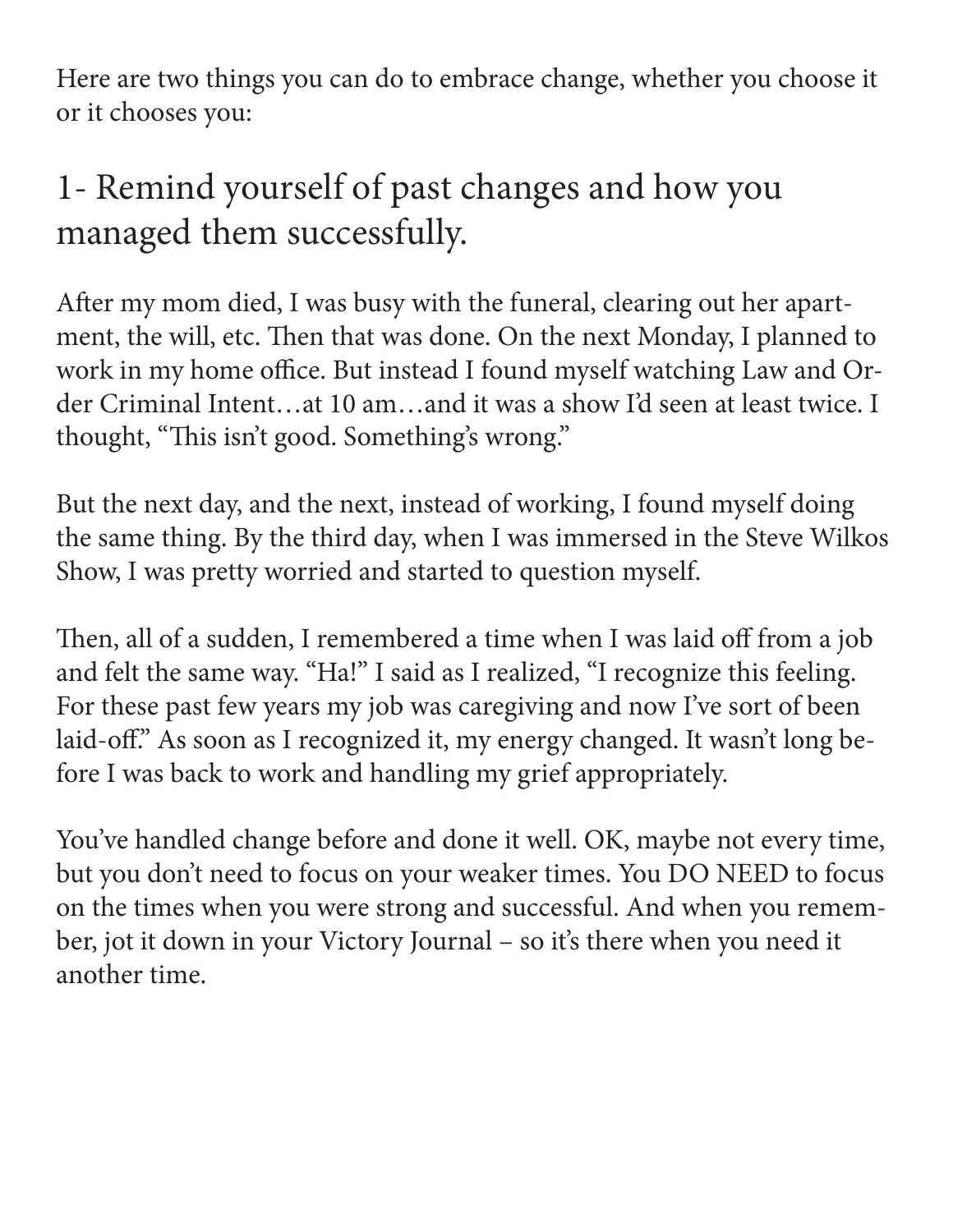Here are two things you can do to embrace change, whether you choose it or it chooses you:

## 1- Remind yourself of past changes and how you managed them successfully.

After my mom died, I was busy with the funeral, clearing out her apartment, the will, etc. Then that was done. On the next Monday, I planned to work in my home office. But instead I found myself watching Law and Order Criminal Intent…at 10 am…and it was a show I'd seen at least twice. I thought, "This isn't good. Something's wrong."

But the next day, and the next, instead of working, I found myself doing the same thing. By the third day, when I was immersed in the Steve Wilkos Show, I was pretty worried and started to question myself.

Then, all of a sudden, I remembered a time when I was laid off from a job and felt the same way. "Ha!" I said as I realized, "I recognize this feeling. For these past few years my job was caregiving and now I've sort of been laid-off." As soon as I recognized it, my energy changed. It wasn't long before I was back to work and handling my grief appropriately.

You've handled change before and done it well. OK, maybe not every time, but you don't need to focus on your weaker times. You DO NEED to focus on the times when you were strong and successful. And when you remember, jot it down in your Victory Journal – so it's there when you need it another time.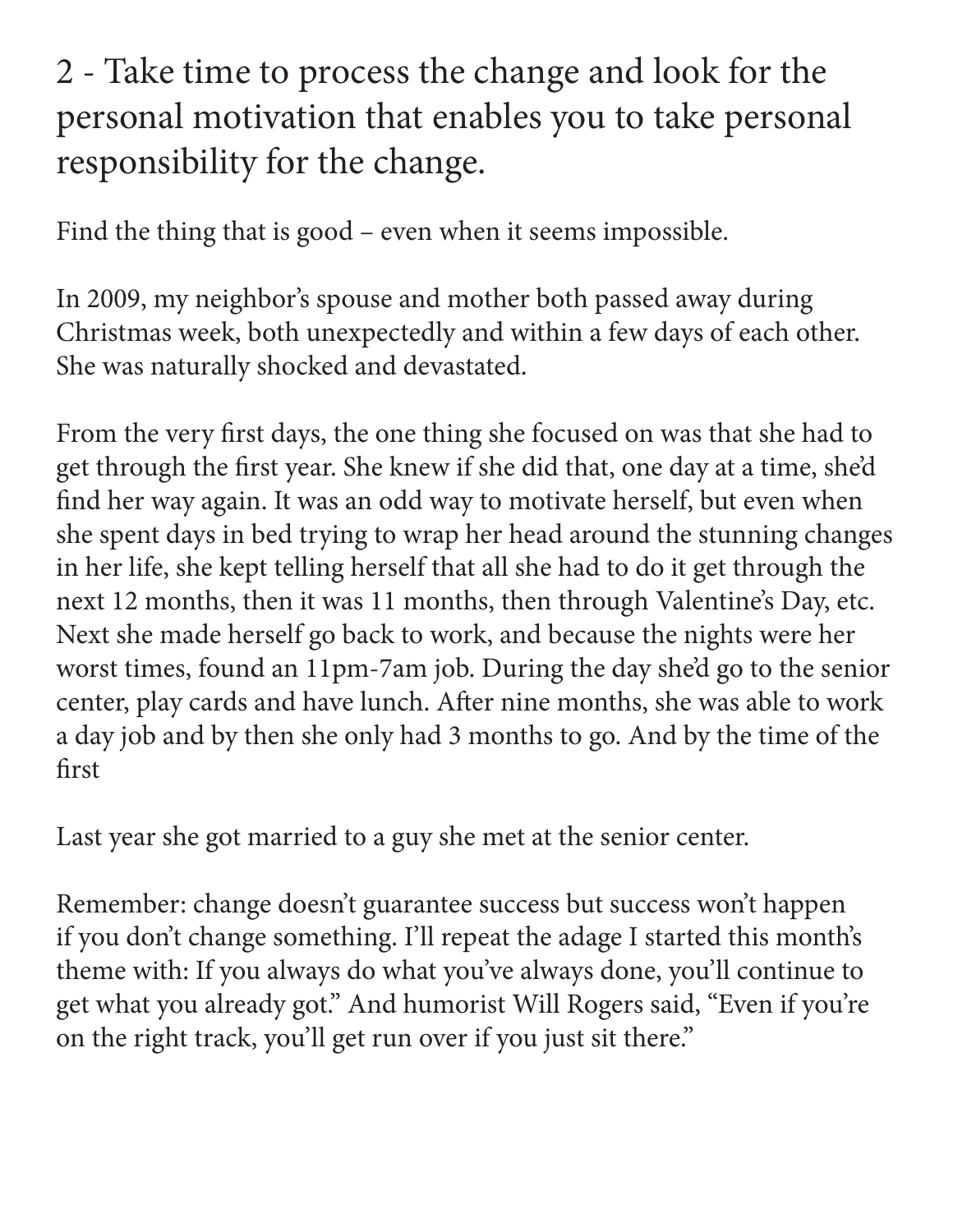## 2 - Take time to process the change and look for the personal motivation that enables you to take personal responsibility for the change.

Find the thing that is good – even when it seems impossible.

In 2009, my neighbor's spouse and mother both passed away during Christmas week, both unexpectedly and within a few days of each other. She was naturally shocked and devastated.

From the very first days, the one thing she focused on was that she had to get through the first year. She knew if she did that, one day at a time, she'd find her way again. It was an odd way to motivate herself, but even when she spent days in bed trying to wrap her head around the stunning changes in her life, she kept telling herself that all she had to do it get through the next 12 months, then it was 11 months, then through Valentine's Day, etc. Next she made herself go back to work, and because the nights were her worst times, found an 11pm-7am job. During the day she'd go to the senior center, play cards and have lunch. After nine months, she was able to work a day job and by then she only had 3 months to go. And by the time of the first

Last year she got married to a guy she met at the senior center.

Remember: change doesn't guarantee success but success won't happen if you don't change something. I'll repeat the adage I started this month's theme with: If you always do what you've always done, you'll continue to get what you already got." And humorist Will Rogers said, "Even if you're on the right track, you'll get run over if you just sit there."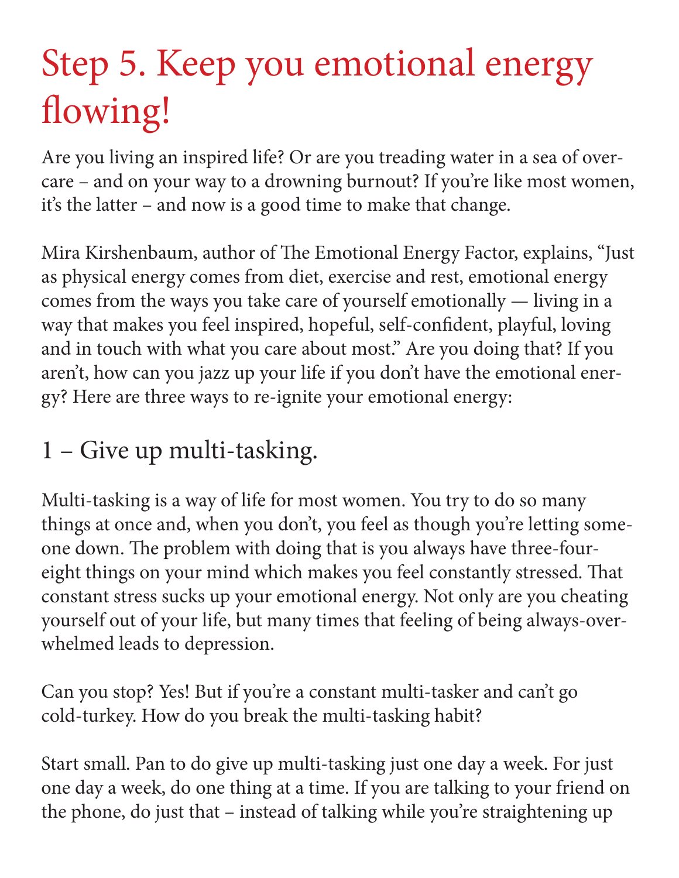# Step 5. Keep you emotional energy flowing!

Are you living an inspired life? Or are you treading water in a sea of over-care – and on your way to a drowning burnout? If you're like most women, it's the latter – and now is a good time to make that change.

Mira Kirshenbaum, author of The Emotional Energy Factor, explains, "Just as physical energy comes from diet, exercise and rest, emotional energy comes from the ways you take care of yourself emotionally — living in a way that makes you feel inspired, hopeful, self-confident, playful, loving and in touch with what you care about most." Are you doing that? If you aren't, how can you jazz up your life if you don't have the emotional energy? Here are three ways to re-ignite your emotional energy:

## 1 – Give up multi-tasking.

Multi-tasking is a way of life for most women. You try to do so many things at once and, when you don't, you feel as though you're letting someone down. The problem with doing that is you always have three-four-eight things on your mind which makes you feel constantly stressed. That constant stress sucks up your emotional energy. Not only are you cheating yourself out of your life, but many times that feeling of being always-overwhelmed leads to depression.

Can you stop? Yes! But if you're a constant multi-tasker and can't go cold-turkey. How do you break the multi-tasking habit?

Start small. Pan to do give up multi-tasking just one day a week. For just one day a week, do one thing at a time. If you are talking to your friend on the phone, do just that – instead of talking while you're straightening up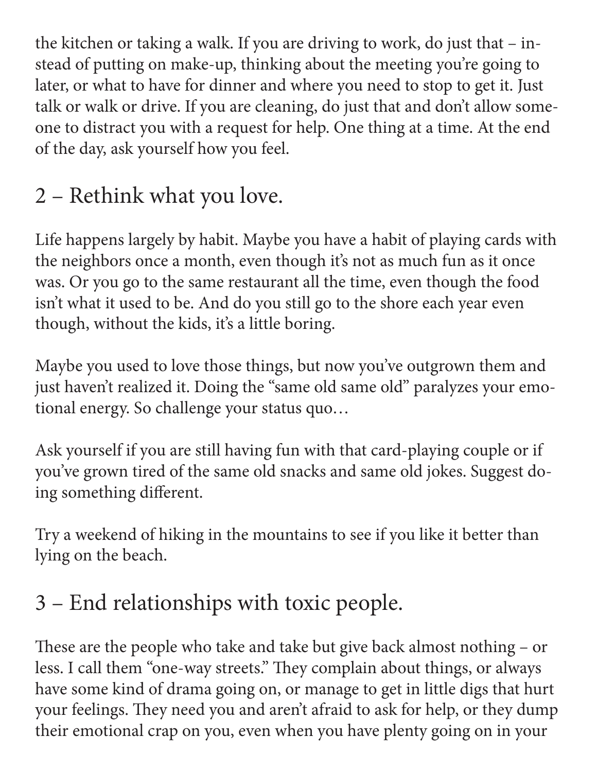the kitchen or taking a walk. If you are driving to work, do just that – instead of putting on make-up, thinking about the meeting you're going to later, or what to have for dinner and where you need to stop to get it. Just talk or walk or drive. If you are cleaning, do just that and don't allow someone to distract you with a request for help. One thing at a time. At the end of the day, ask yourself how you feel.

## 2 – Rethink what you love.

Life happens largely by habit. Maybe you have a habit of playing cards with the neighbors once a month, even though it's not as much fun as it once was. Or you go to the same restaurant all the time, even though the food isn't what it used to be. And do you still go to the shore each year even though, without the kids, it's a little boring.

Maybe you used to love those things, but now you've outgrown them and just haven't realized it. Doing the "same old same old" paralyzes your emotional energy. So challenge your status quo…

Ask yourself if you are still having fun with that card-playing couple or if you've grown tired of the same old snacks and same old jokes. Suggest doing something different.

Try a weekend of hiking in the mountains to see if you like it better than lying on the beach.

## 3 – End relationships with toxic people.

These are the people who take and take but give back almost nothing – or less. I call them "one-way streets." They complain about things, or always have some kind of drama going on, or manage to get in little digs that hurt your feelings. They need you and aren't afraid to ask for help, or they dump their emotional crap on you, even when you have plenty going on in your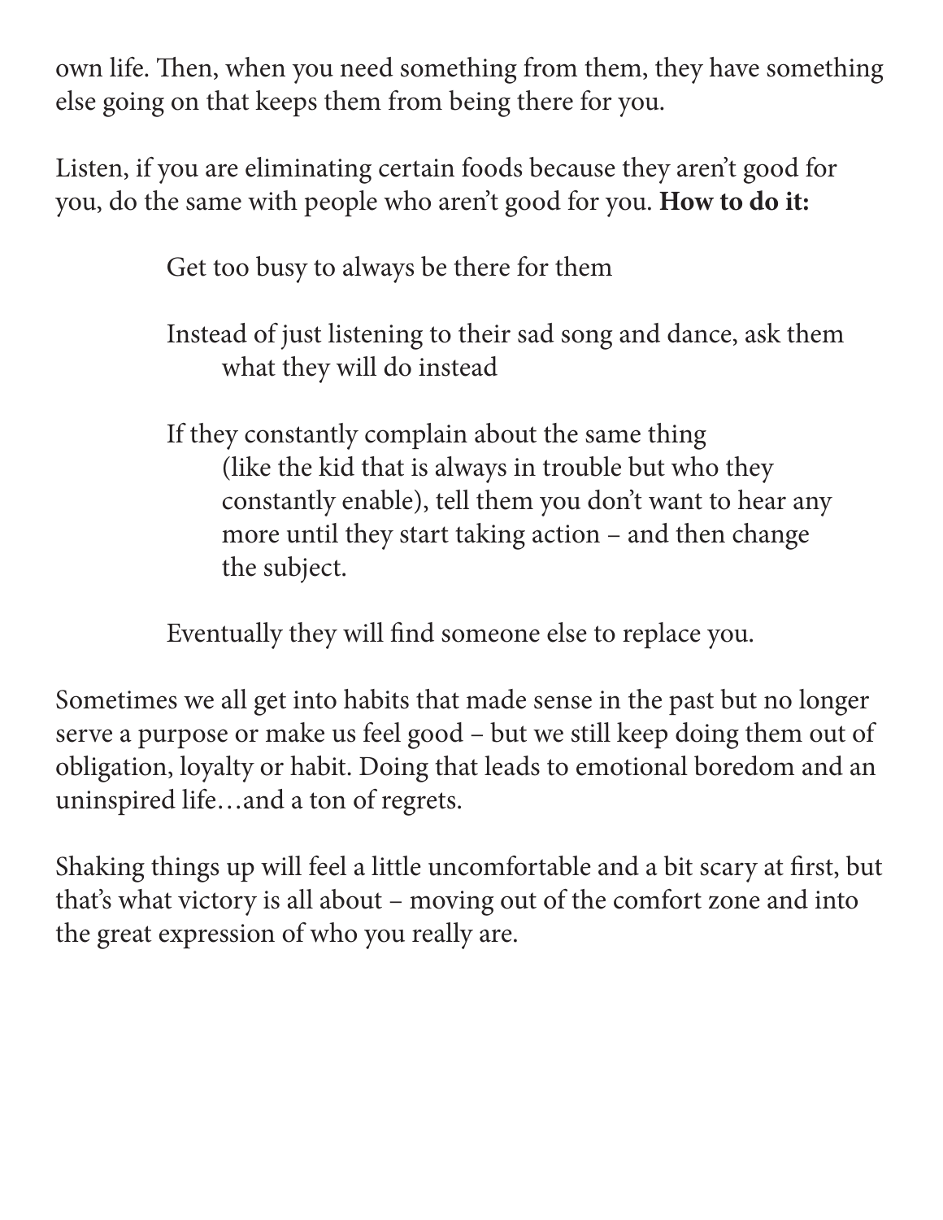own life. Then, when you need something from them, they have something else going on that keeps them from being there for you.

Listen, if you are eliminating certain foods because they aren't good for you, do the same with people who aren't good for you. **How to do it:**

> Get too busy to always be there for them
>
> Instead of just listening to their sad song and dance, ask them what they will do instead
>
> If they constantly complain about the same thing (like the kid that is always in trouble but who they constantly enable), tell them you don't want to hear any more until they start taking action – and then change the subject.
>
> Eventually they will find someone else to replace you.

Sometimes we all get into habits that made sense in the past but no longer serve a purpose or make us feel good – but we still keep doing them out of obligation, loyalty or habit. Doing that leads to emotional boredom and an uninspired life…and a ton of regrets.

Shaking things up will feel a little uncomfortable and a bit scary at first, but that's what victory is all about – moving out of the comfort zone and into the great expression of who you really are.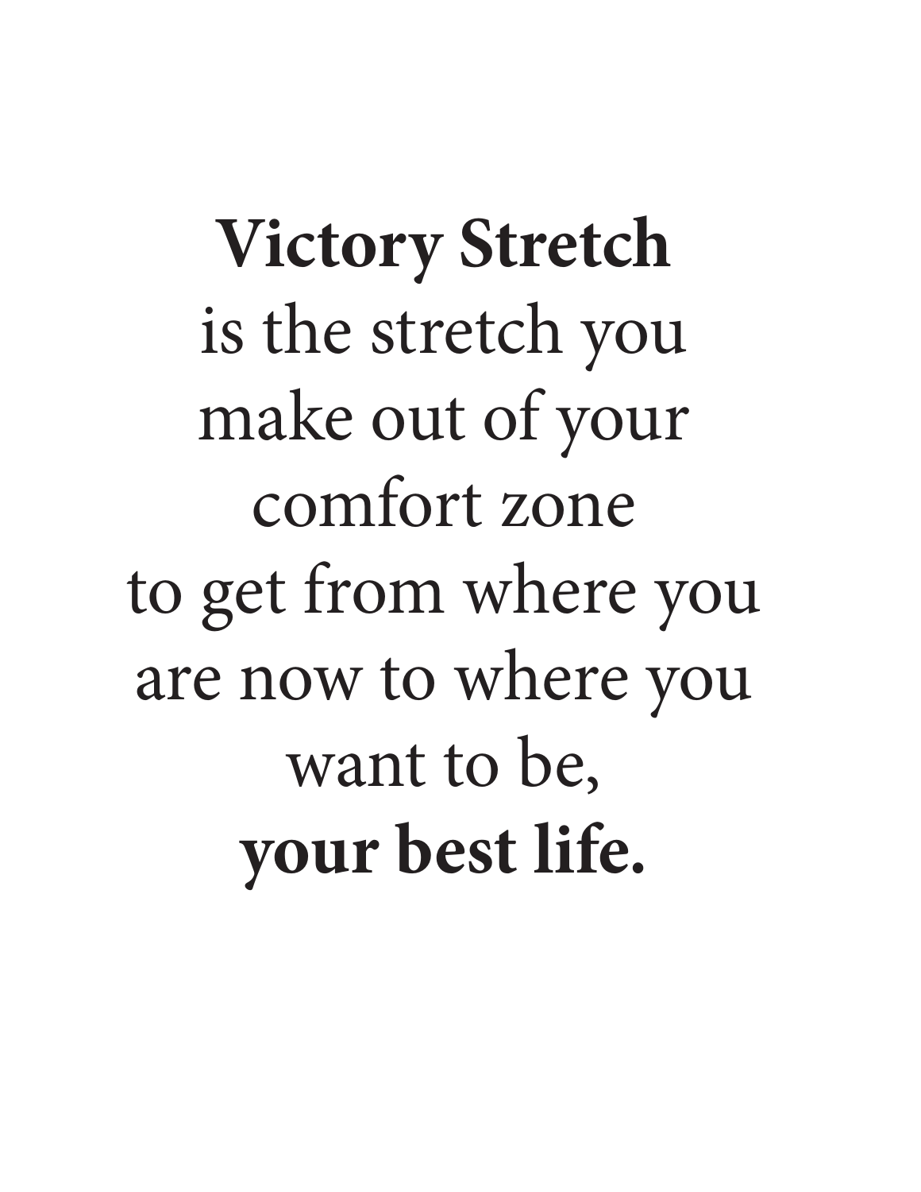**Victory Stretch**
is the stretch you
make out of your
comfort zone
to get from where you
are now to where you
want to be,
**your best life.**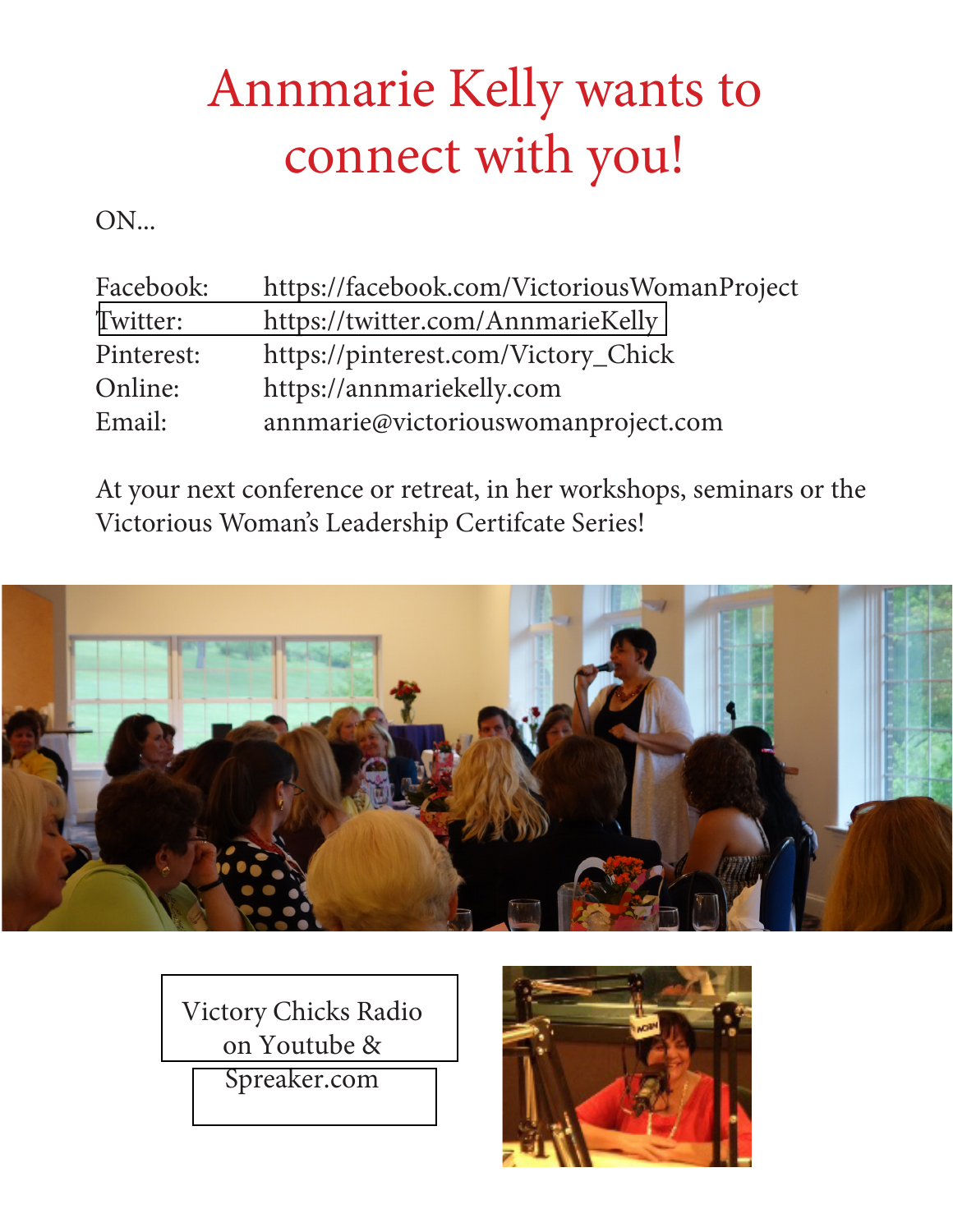# Annmarie Kelly wants to connect with you!

ON...

| | |
|---|---|
| Facebook: | https://facebook.com/VictoriousWomanProject |
| Twitter: | https://twitter.com/AnnmarieKelly |
| Pinterest: | https://pinterest.com/Victory_Chick |
| Online: | https://annmariekelly.com |
| Email: | annmarie@victoriouswomanproject.com |

At your next conference or retreat, in her workshops, seminars or the Victorious Woman's Leadership Certifcate Series!

Victory Chicks Radio on Youtube & Spreaker.com